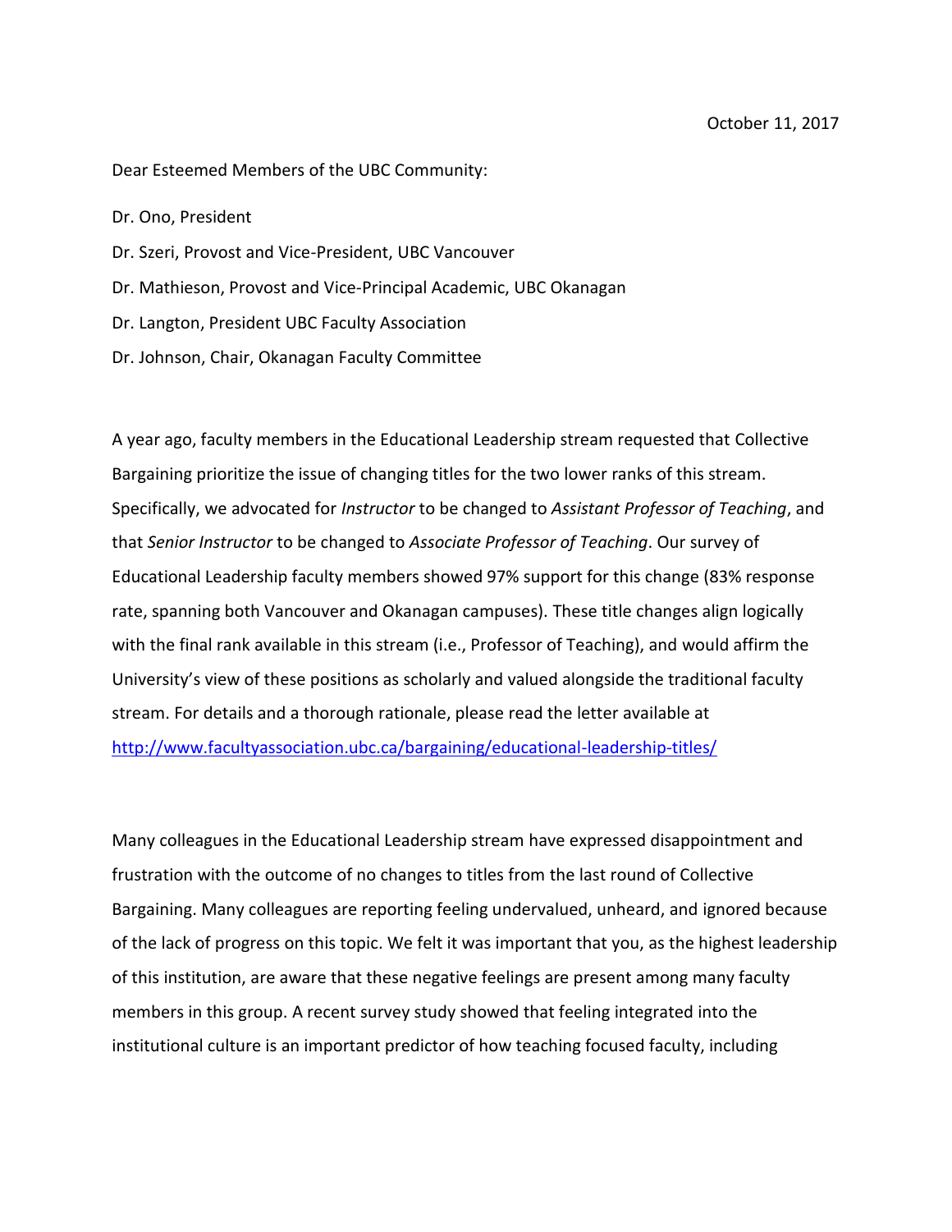October 11, 2017

Dear Esteemed Members of the UBC Community:

Dr. Ono, President

Dr. Szeri, Provost and Vice-President, UBC Vancouver

Dr. Mathieson, Provost and Vice-Principal Academic, UBC Okanagan

Dr. Langton, President UBC Faculty Association

Dr. Johnson, Chair, Okanagan Faculty Committee

A year ago, faculty members in the Educational Leadership stream requested that Collective Bargaining prioritize the issue of changing titles for the two lower ranks of this stream. Specifically, we advocated for *Instructor* to be changed to *Assistant Professor of Teaching*, and that *Senior Instructor* to be changed to *Associate Professor of Teaching*. Our survey of Educational Leadership faculty members showed 97% support for this change (83% response rate, spanning both Vancouver and Okanagan campuses). These title changes align logically with the final rank available in this stream (i.e., Professor of Teaching), and would affirm the University's view of these positions as scholarly and valued alongside the traditional faculty stream. For details and a thorough rationale, please read the letter available at [http://www.facultyassociation.ubc.ca/bargaining/educational-leadership-titles/](http://www.facultyassociation.ubc.ca/bargaining/educational-leadership-titles/)

Many colleagues in the Educational Leadership stream have expressed disappointment and frustration with the outcome of no changes to titles from the last round of Collective Bargaining. Many colleagues are reporting feeling undervalued, unheard, and ignored because of the lack of progress on this topic. We felt it was important that you, as the highest leadership of this institution, are aware that these negative feelings are present among many faculty members in this group. A recent survey study showed that feeling integrated into the institutional culture is an important predictor of how teaching focused faculty, including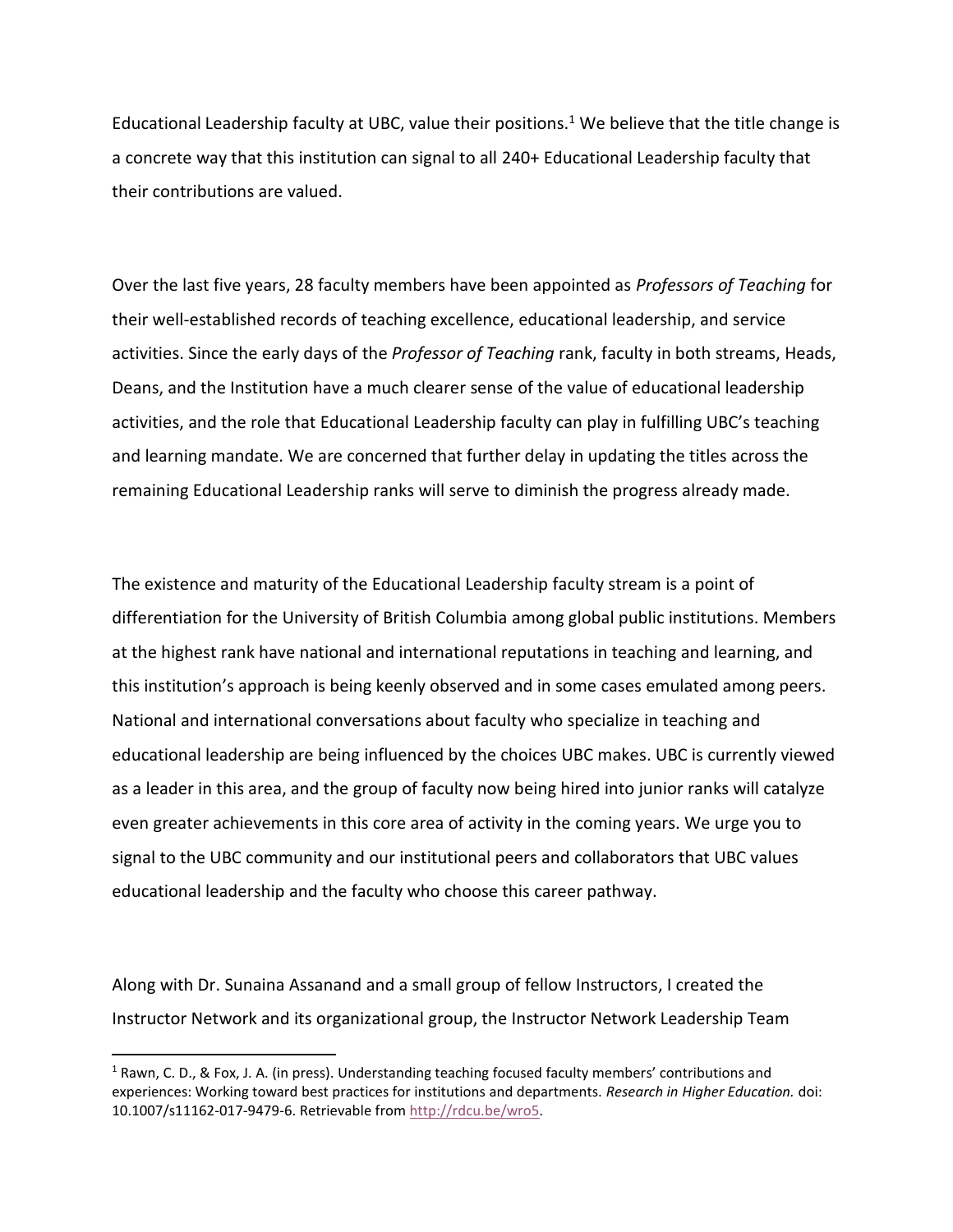Educational Leadership faculty at UBC, value their positions.[1] We believe that the title change is a concrete way that this institution can signal to all 240+ Educational Leadership faculty that their contributions are valued.

Over the last five years, 28 faculty members have been appointed as *Professors of Teaching* for their well-established records of teaching excellence, educational leadership, and service activities. Since the early days of the *Professor of Teaching* rank, faculty in both streams, Heads, Deans, and the Institution have a much clearer sense of the value of educational leadership activities, and the role that Educational Leadership faculty can play in fulfilling UBC's teaching and learning mandate. We are concerned that further delay in updating the titles across the remaining Educational Leadership ranks will serve to diminish the progress already made.

The existence and maturity of the Educational Leadership faculty stream is a point of differentiation for the University of British Columbia among global public institutions. Members at the highest rank have national and international reputations in teaching and learning, and this institution's approach is being keenly observed and in some cases emulated among peers. National and international conversations about faculty who specialize in teaching and educational leadership are being influenced by the choices UBC makes. UBC is currently viewed as a leader in this area, and the group of faculty now being hired into junior ranks will catalyze even greater achievements in this core area of activity in the coming years. We urge you to signal to the UBC community and our institutional peers and collaborators that UBC values educational leadership and the faculty who choose this career pathway.

Along with Dr. Sunaina Assanand and a small group of fellow Instructors, I created the Instructor Network and its organizational group, the Instructor Network Leadership Team

---

[1] Rawn, C. D., & Fox, J. A. (in press). Understanding teaching focused faculty members' contributions and experiences: Working toward best practices for institutions and departments. *Research in Higher Education.* doi: 10.1007/s11162-017-9479-6. Retrievable from http://rdcu.be/wro5.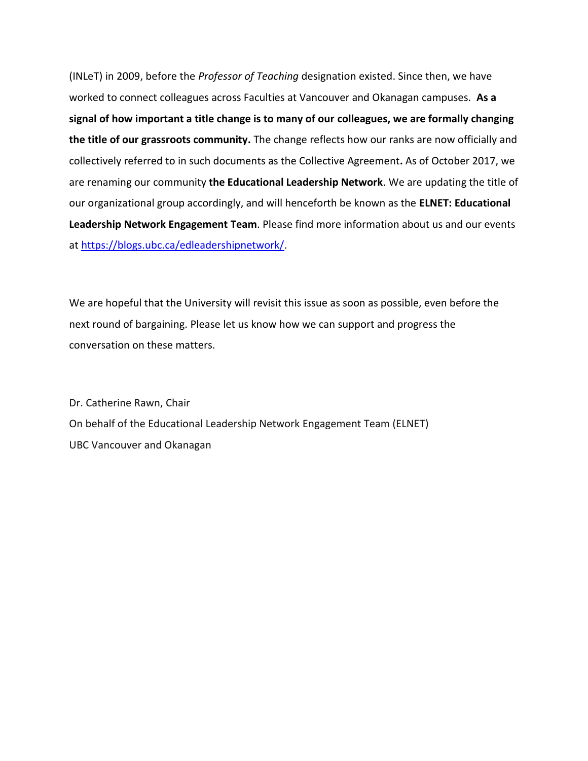(INLeT) in 2009, before the *Professor of Teaching* designation existed. Since then, we have worked to connect colleagues across Faculties at Vancouver and Okanagan campuses. **As a signal of how important a title change is to many of our colleagues, we are formally changing the title of our grassroots community.** The change reflects how our ranks are now officially and collectively referred to in such documents as the Collective Agreement**.** As of October 2017, we are renaming our community **the Educational Leadership Network**. We are updating the title of our organizational group accordingly, and will henceforth be known as the **ELNET: Educational Leadership Network Engagement Team**. Please find more information about us and our events at [https://blogs.ubc.ca/edleadershipnetwork/](https://blogs.ubc.ca/edleadershipnetwork/).

We are hopeful that the University will revisit this issue as soon as possible, even before the next round of bargaining. Please let us know how we can support and progress the conversation on these matters.

Dr. Catherine Rawn, Chair
On behalf of the Educational Leadership Network Engagement Team (ELNET)
UBC Vancouver and Okanagan